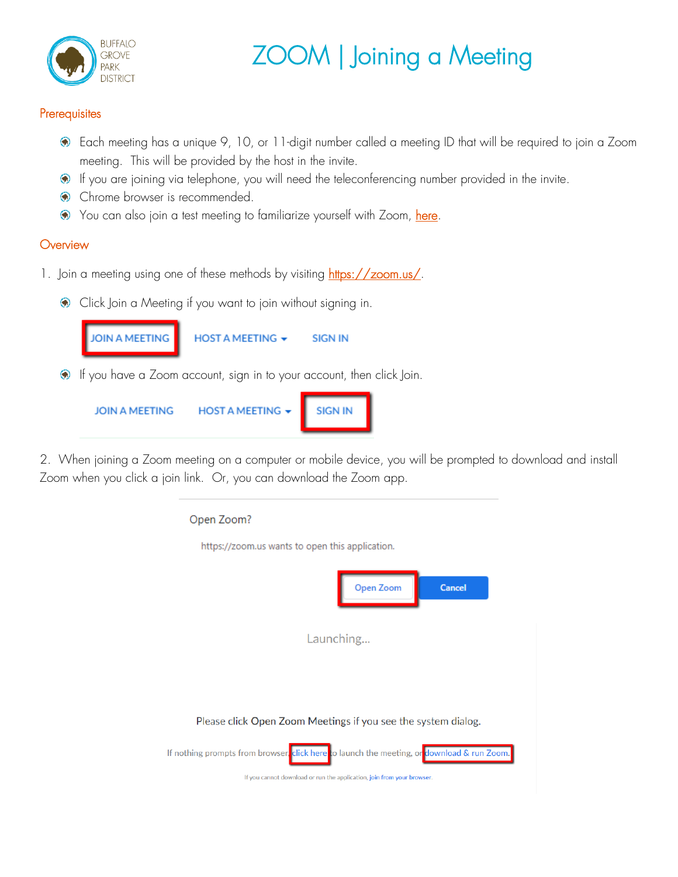BUFFALO GROVE PARK DISTRICT

# ZOOM | Joining a Meeting

## Prerequisites

- Each meeting has a unique 9, 10, or 11-digit number called a meeting ID that will be required to join a Zoom meeting. This will be provided by the host in the invite.
- If you are joining via telephone, you will need the teleconferencing number provided in the invite.
- Chrome browser is recommended.
- You can also join a test meeting to familiarize yourself with Zoom, here.

## Overview

1. Join a meeting using one of these methods by visiting https://zoom.us/.

   - Click Join a Meeting if you want to join without signing in.

     JOIN A MEETING HOST A MEETING SIGN IN

   - If you have a Zoom account, sign in to your account, then click Join.

     JOIN A MEETING HOST A MEETING SIGN IN

2. When joining a Zoom meeting on a computer or mobile device, you will be prompted to download and install Zoom when you click a join link. Or, you can download the Zoom app.

   Open Zoom?

   https://zoom.us wants to open this application.

   Open Zoom Cancel

   Launching...

   Please click Open Zoom Meetings if you see the system dialog.

   If nothing prompts from browser, click here to launch the meeting, or download & run Zoom.

   If you cannot download or run the application, join from your browser.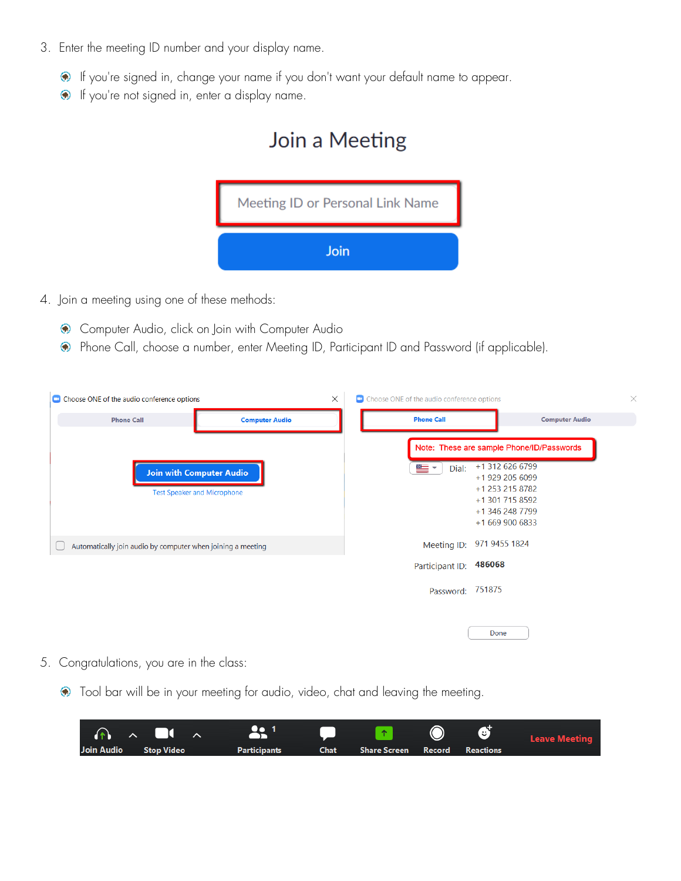3. Enter the meeting ID number and your display name.

   - If you're signed in, change your name if you don't want your default name to appear.
   - If you're not signed in, enter a display name.

Join a Meeting

Meeting ID or Personal Link Name

Join

4. Join a meeting using one of these methods:

   - Computer Audio, click on Join with Computer Audio
   - Phone Call, choose a number, enter Meeting ID, Participant ID and Password (if applicable).

Choose ONE of the audio conference options

Phone Call | Computer Audio

Join with Computer Audio

Test Speaker and Microphone

Automatically join audio by computer when joining a meeting

Choose ONE of the audio conference options

Phone Call | Computer Audio

Note: These are sample Phone/ID/Passwords

Dial: +1 312 626 6799
+1 929 205 6099
+1 253 215 8782
+1 301 715 8592
+1 346 248 7799
+1 669 900 6833

Meeting ID: 971 9455 1824

Participant ID: 486068

Password: 751875

Done

5. Congratulations, you are in the class:

   - Tool bar will be in your meeting for audio, video, chat and leaving the meeting.

Join Audio | Stop Video | Participants | Chat | Share Screen | Record | Reactions | Leave Meeting